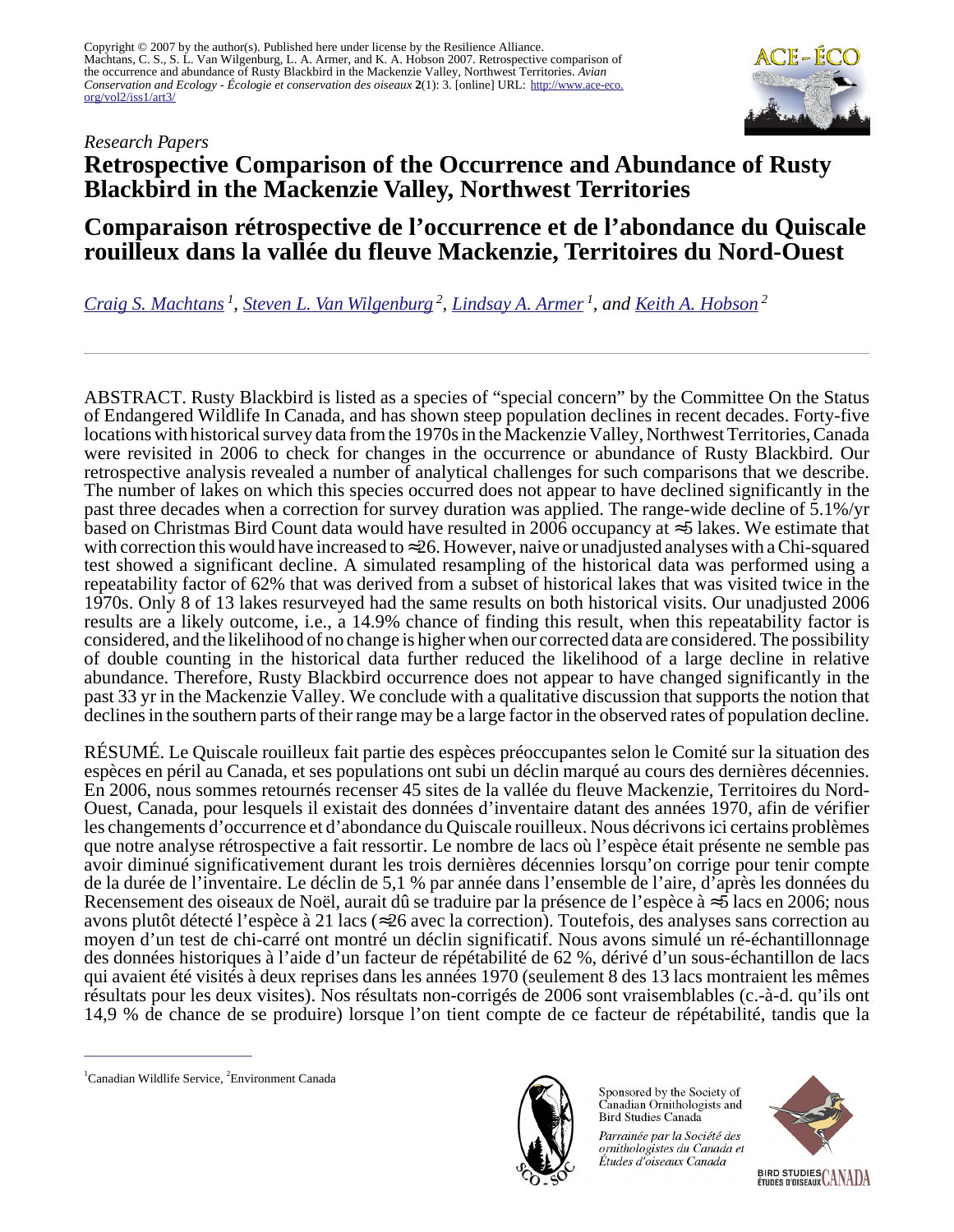Copyright © 2007 by the author(s). Published here under license by the Resilience Alliance.
Machtans, C. S., S. L. Van Wilgenburg, L. A. Armer, and K. A. Hobson 2007. Retrospective comparison of the occurrence and abundance of Rusty Blackbird in the Mackenzie Valley, Northwest Territories. *Avian Conservation and Ecology - Écologie et conservation des oiseaux* **2**(1): 3. [online] URL: http://www.ace-eco.org/vol2/iss1/art3/

*Research Papers*

# Retrospective Comparison of the Occurrence and Abundance of Rusty Blackbird in the Mackenzie Valley, Northwest Territories

# Comparaison rétrospective de l'occurrence et de l'abondance du Quiscale rouilleux dans la vallée du fleuve Mackenzie, Territoires du Nord-Ouest

*Craig S. Machtans* [1], *Steven L. Van Wilgenburg* [2], *Lindsay A. Armer* [1], *and Keith A. Hobson* [2]

---

ABSTRACT. Rusty Blackbird is listed as a species of "special concern" by the Committee On the Status of Endangered Wildlife In Canada, and has shown steep population declines in recent decades. Forty-five locations with historical survey data from the 1970s in the Mackenzie Valley, Northwest Territories, Canada were revisited in 2006 to check for changes in the occurrence or abundance of Rusty Blackbird. Our retrospective analysis revealed a number of analytical challenges for such comparisons that we describe. The number of lakes on which this species occurred does not appear to have declined significantly in the past three decades when a correction for survey duration was applied. The range-wide decline of 5.1%/yr based on Christmas Bird Count data would have resulted in 2006 occupancy at ≈5 lakes. We estimate that with correction this would have increased to ≈26. However, naive or unadjusted analyses with a Chi-squared test showed a significant decline. A simulated resampling of the historical data was performed using a repeatability factor of 62% that was derived from a subset of historical lakes that was visited twice in the 1970s. Only 8 of 13 lakes resurveyed had the same results on both historical visits. Our unadjusted 2006 results are a likely outcome, i.e., a 14.9% chance of finding this result, when this repeatability factor is considered, and the likelihood of no change is higher when our corrected data are considered. The possibility of double counting in the historical data further reduced the likelihood of a large decline in relative abundance. Therefore, Rusty Blackbird occurrence does not appear to have changed significantly in the past 33 yr in the Mackenzie Valley. We conclude with a qualitative discussion that supports the notion that declines in the southern parts of their range may be a large factor in the observed rates of population decline.

RÉSUMÉ. Le Quiscale rouilleux fait partie des espèces préoccupantes selon le Comité sur la situation des espèces en péril au Canada, et ses populations ont subi un déclin marqué au cours des dernières décennies. En 2006, nous sommes retournés recenser 45 sites de la vallée du fleuve Mackenzie, Territoires du Nord-Ouest, Canada, pour lesquels il existait des données d'inventaire datant des années 1970, afin de vérifier les changements d'occurrence et d'abondance du Quiscale rouilleux. Nous décrivons ici certains problèmes que notre analyse rétrospective a fait ressortir. Le nombre de lacs où l'espèce était présente ne semble pas avoir diminué significativement durant les trois dernières décennies lorsqu'on corrige pour tenir compte de la durée de l'inventaire. Le déclin de 5,1 % par année dans l'ensemble de l'aire, d'après les données du Recensement des oiseaux de Noël, aurait dû se traduire par la présence de l'espèce à ≈5 lacs en 2006; nous avons plutôt détecté l'espèce à 21 lacs (≈26 avec la correction). Toutefois, des analyses sans correction au moyen d'un test de chi-carré ont montré un déclin significatif. Nous avons simulé un ré-échantillonnage des données historiques à l'aide d'un facteur de répétabilité de 62 %, dérivé d'un sous-échantillon de lacs qui avaient été visités à deux reprises dans les années 1970 (seulement 8 des 13 lacs montraient les mêmes résultats pour les deux visites). Nos résultats non-corrigés de 2006 sont vraisemblables (c.-à-d. qu'ils ont 14,9 % de chance de se produire) lorsque l'on tient compte de ce facteur de répétabilité, tandis que la

---

[1] Canadian Wildlife Service, [2] Environment Canada

Sponsored by the Society of Canadian Ornithologists and Bird Studies Canada

*Parrainée par la Société des ornithologistes du Canada et Études d'oiseaux Canada*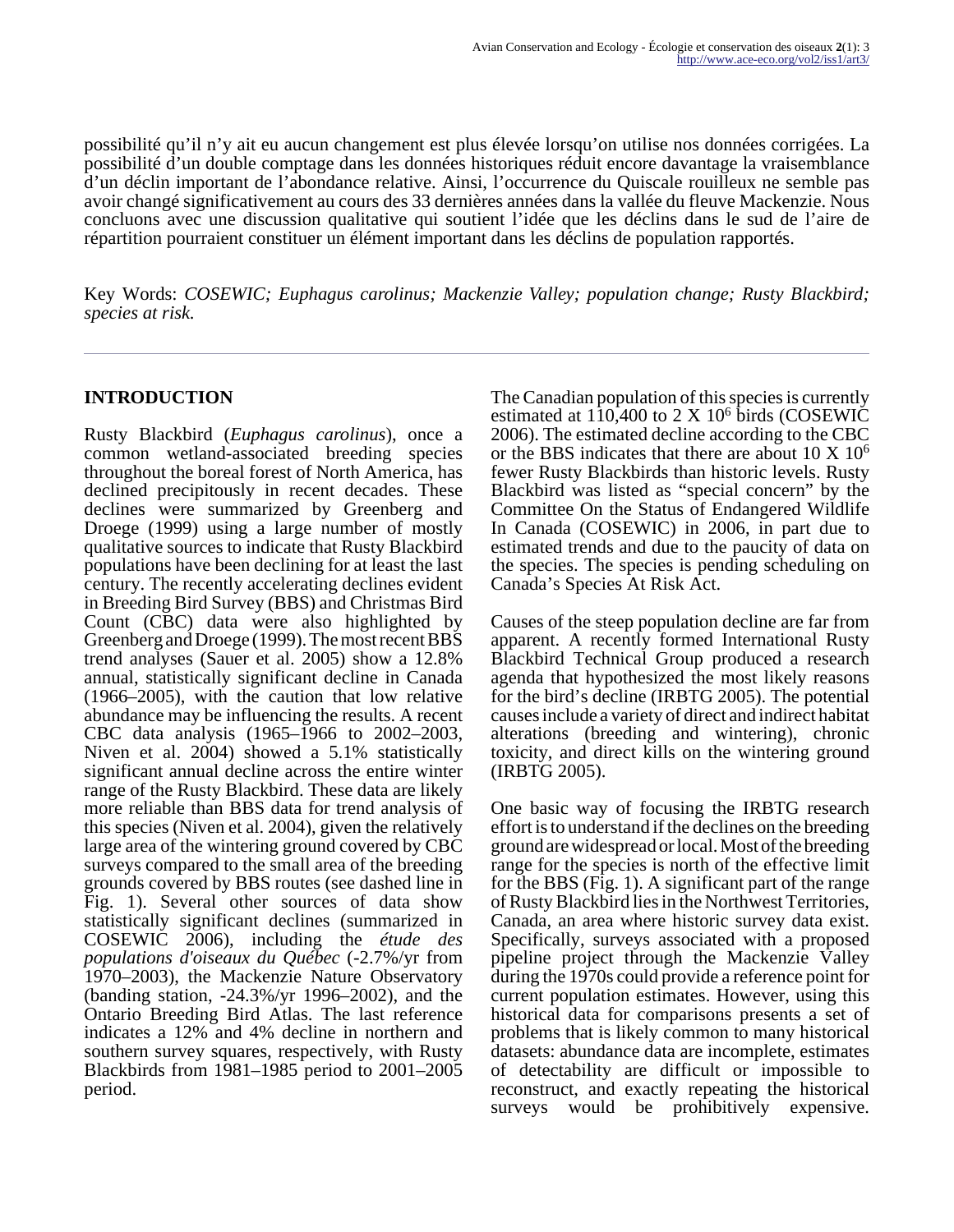possibilité qu'il n'y ait eu aucun changement est plus élevée lorsqu'on utilise nos données corrigées. La possibilité d'un double comptage dans les données historiques réduit encore davantage la vraisemblance d'un déclin important de l'abondance relative. Ainsi, l'occurrence du Quiscale rouilleux ne semble pas avoir changé significativement au cours des 33 dernières années dans la vallée du fleuve Mackenzie. Nous concluons avec une discussion qualitative qui soutient l'idée que les déclins dans le sud de l'aire de répartition pourraient constituer un élément important dans les déclins de population rapportés.

Key Words: *COSEWIC; Euphagus carolinus; Mackenzie Valley; population change; Rusty Blackbird; species at risk.*

## INTRODUCTION

Rusty Blackbird (*Euphagus carolinus*), once a common wetland-associated breeding species throughout the boreal forest of North America, has declined precipitously in recent decades. These declines were summarized by Greenberg and Droege (1999) using a large number of mostly qualitative sources to indicate that Rusty Blackbird populations have been declining for at least the last century. The recently accelerating declines evident in Breeding Bird Survey (BBS) and Christmas Bird Count (CBC) data were also highlighted by Greenberg and Droege (1999). The most recent BBS trend analyses (Sauer et al. 2005) show a 12.8% annual, statistically significant decline in Canada (1966–2005), with the caution that low relative abundance may be influencing the results. A recent CBC data analysis (1965–1966 to 2002–2003, Niven et al. 2004) showed a 5.1% statistically significant annual decline across the entire winter range of the Rusty Blackbird. These data are likely more reliable than BBS data for trend analysis of this species (Niven et al. 2004), given the relatively large area of the wintering ground covered by CBC surveys compared to the small area of the breeding grounds covered by BBS routes (see dashed line in Fig. 1). Several other sources of data show statistically significant declines (summarized in COSEWIC 2006), including the *étude des populations d'oiseaux du Québec* (-2.7%/yr from 1970–2003), the Mackenzie Nature Observatory (banding station, -24.3%/yr 1996–2002), and the Ontario Breeding Bird Atlas. The last reference indicates a 12% and 4% decline in northern and southern survey squares, respectively, with Rusty Blackbirds from 1981–1985 period to 2001–2005 period.

The Canadian population of this species is currently estimated at 110,400 to 2 X $10^6$ birds (COSEWIC 2006). The estimated decline according to the CBC or the BBS indicates that there are about 10 X $10^6$ fewer Rusty Blackbirds than historic levels. Rusty Blackbird was listed as "special concern" by the Committee On the Status of Endangered Wildlife In Canada (COSEWIC) in 2006, in part due to estimated trends and due to the paucity of data on the species. The species is pending scheduling on Canada's Species At Risk Act.

Causes of the steep population decline are far from apparent. A recently formed International Rusty Blackbird Technical Group produced a research agenda that hypothesized the most likely reasons for the bird's decline (IRBTG 2005). The potential causes include a variety of direct and indirect habitat alterations (breeding and wintering), chronic toxicity, and direct kills on the wintering ground (IRBTG 2005).

One basic way of focusing the IRBTG research effort is to understand if the declines on the breeding ground are widespread or local. Most of the breeding range for the species is north of the effective limit for the BBS (Fig. 1). A significant part of the range of Rusty Blackbird lies in the Northwest Territories, Canada, an area where historic survey data exist. Specifically, surveys associated with a proposed pipeline project through the Mackenzie Valley during the 1970s could provide a reference point for current population estimates. However, using this historical data for comparisons presents a set of problems that is likely common to many historical datasets: abundance data are incomplete, estimates of detectability are difficult or impossible to reconstruct, and exactly repeating the historical surveys would be prohibitively expensive.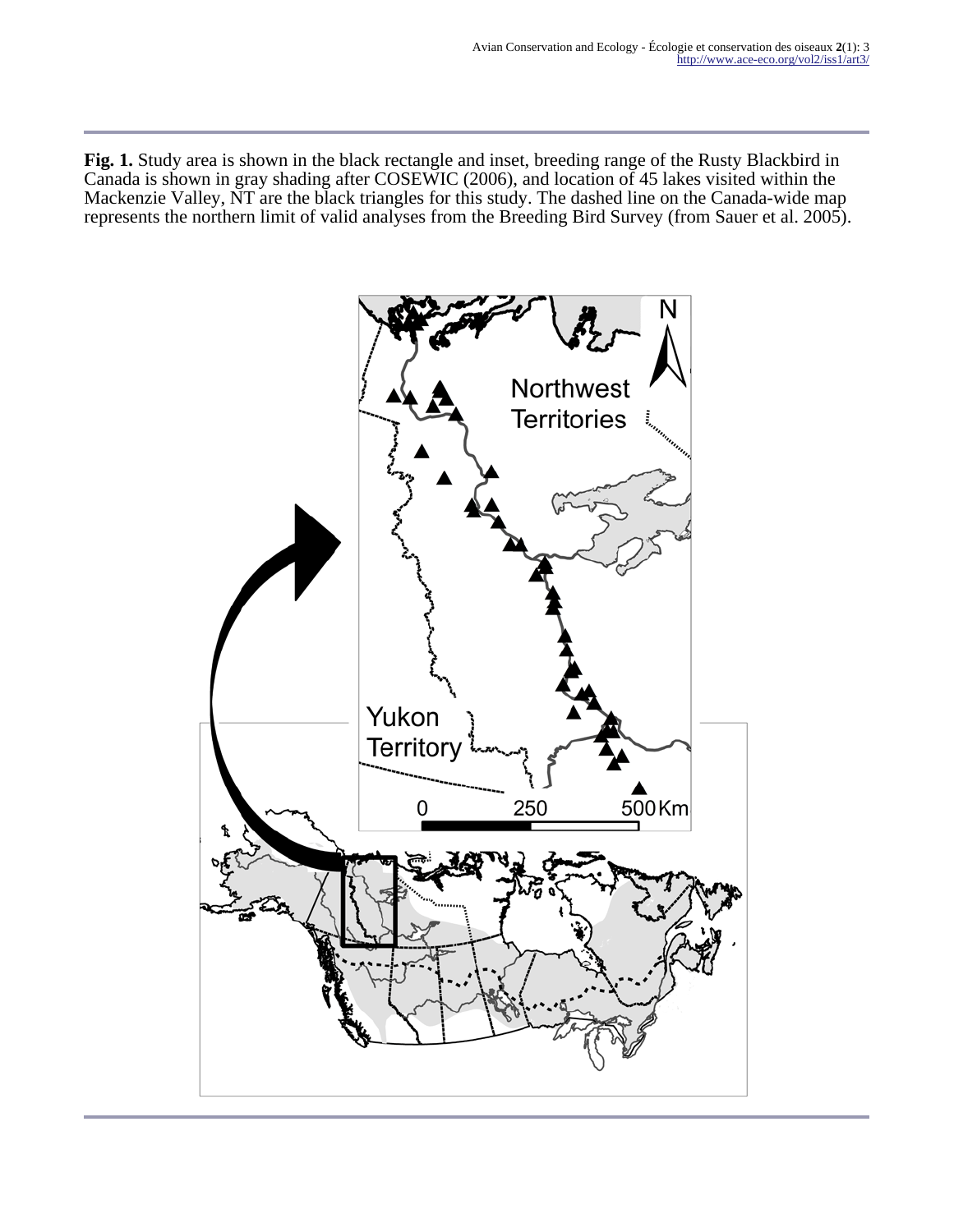**Fig. 1.** Study area is shown in the black rectangle and inset, breeding range of the Rusty Blackbird in Canada is shown in gray shading after COSEWIC (2006), and location of 45 lakes visited within the Mackenzie Valley, NT are the black triangles for this study. The dashed line on the Canada-wide map represents the northern limit of valid analyses from the Breeding Bird Survey (from Sauer et al. 2005).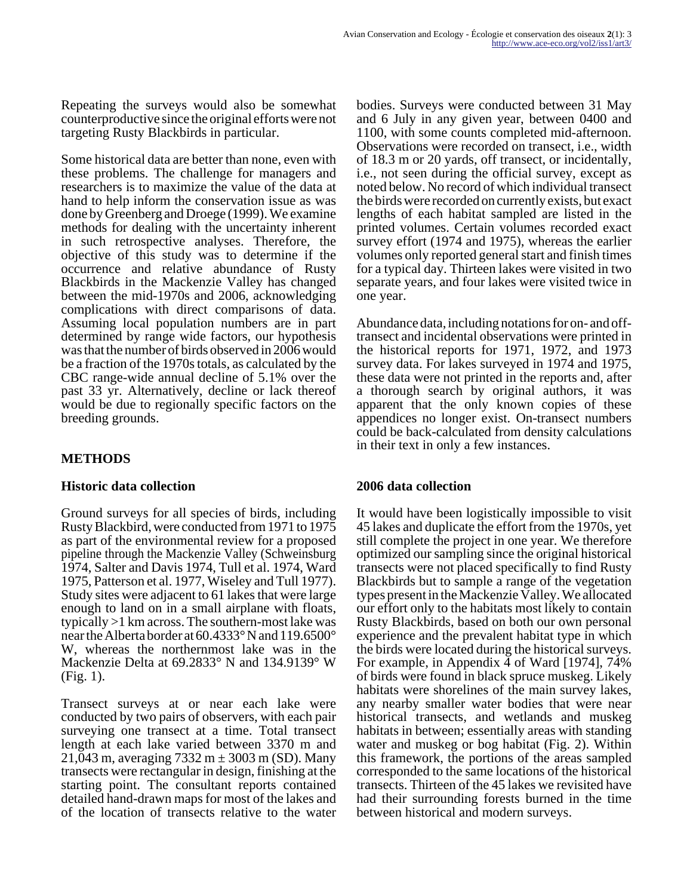Repeating the surveys would also be somewhat counterproductive since the original efforts were not targeting Rusty Blackbirds in particular.

Some historical data are better than none, even with these problems. The challenge for managers and researchers is to maximize the value of the data at hand to help inform the conservation issue as was done by Greenberg and Droege (1999). We examine methods for dealing with the uncertainty inherent in such retrospective analyses. Therefore, the objective of this study was to determine if the occurrence and relative abundance of Rusty Blackbirds in the Mackenzie Valley has changed between the mid-1970s and 2006, acknowledging complications with direct comparisons of data. Assuming local population numbers are in part determined by range wide factors, our hypothesis was that the number of birds observed in 2006 would be a fraction of the 1970s totals, as calculated by the CBC range-wide annual decline of 5.1% over the past 33 yr. Alternatively, decline or lack thereof would be due to regionally specific factors on the breeding grounds.

## METHODS

### Historic data collection

Ground surveys for all species of birds, including Rusty Blackbird, were conducted from 1971 to 1975 as part of the environmental review for a proposed pipeline through the Mackenzie Valley (Schweinsburg 1974, Salter and Davis 1974, Tull et al. 1974, Ward 1975, Patterson et al. 1977, Wiseley and Tull 1977). Study sites were adjacent to 61 lakes that were large enough to land on in a small airplane with floats, typically >1 km across. The southern-most lake was near the Alberta border at 60.4333° N and 119.6500° W, whereas the northernmost lake was in the Mackenzie Delta at 69.2833° N and 134.9139° W (Fig. 1).

Transect surveys at or near each lake were conducted by two pairs of observers, with each pair surveying one transect at a time. Total transect length at each lake varied between 3370 m and 21,043 m, averaging 7332 m ± 3003 m (SD). Many transects were rectangular in design, finishing at the starting point. The consultant reports contained detailed hand-drawn maps for most of the lakes and of the location of transects relative to the water bodies. Surveys were conducted between 31 May and 6 July in any given year, between 0400 and 1100, with some counts completed mid-afternoon. Observations were recorded on transect, i.e., width of 18.3 m or 20 yards, off transect, or incidentally, i.e., not seen during the official survey, except as noted below. No record of which individual transect the birds were recorded on currently exists, but exact lengths of each habitat sampled are listed in the printed volumes. Certain volumes recorded exact survey effort (1974 and 1975), whereas the earlier volumes only reported general start and finish times for a typical day. Thirteen lakes were visited in two separate years, and four lakes were visited twice in one year.

Abundance data, including notations for on- and off-transect and incidental observations were printed in the historical reports for 1971, 1972, and 1973 survey data. For lakes surveyed in 1974 and 1975, these data were not printed in the reports and, after a thorough search by original authors, it was apparent that the only known copies of these appendices no longer exist. On-transect numbers could be back-calculated from density calculations in their text in only a few instances.

### 2006 data collection

It would have been logistically impossible to visit 45 lakes and duplicate the effort from the 1970s, yet still complete the project in one year. We therefore optimized our sampling since the original historical transects were not placed specifically to find Rusty Blackbirds but to sample a range of the vegetation types present in the Mackenzie Valley. We allocated our effort only to the habitats most likely to contain Rusty Blackbirds, based on both our own personal experience and the prevalent habitat type in which the birds were located during the historical surveys. For example, in Appendix 4 of Ward [1974], 74% of birds were found in black spruce muskeg. Likely habitats were shorelines of the main survey lakes, any nearby smaller water bodies that were near historical transects, and wetlands and muskeg habitats in between; essentially areas with standing water and muskeg or bog habitat (Fig. 2). Within this framework, the portions of the areas sampled corresponded to the same locations of the historical transects. Thirteen of the 45 lakes we revisited have had their surrounding forests burned in the time between historical and modern surveys.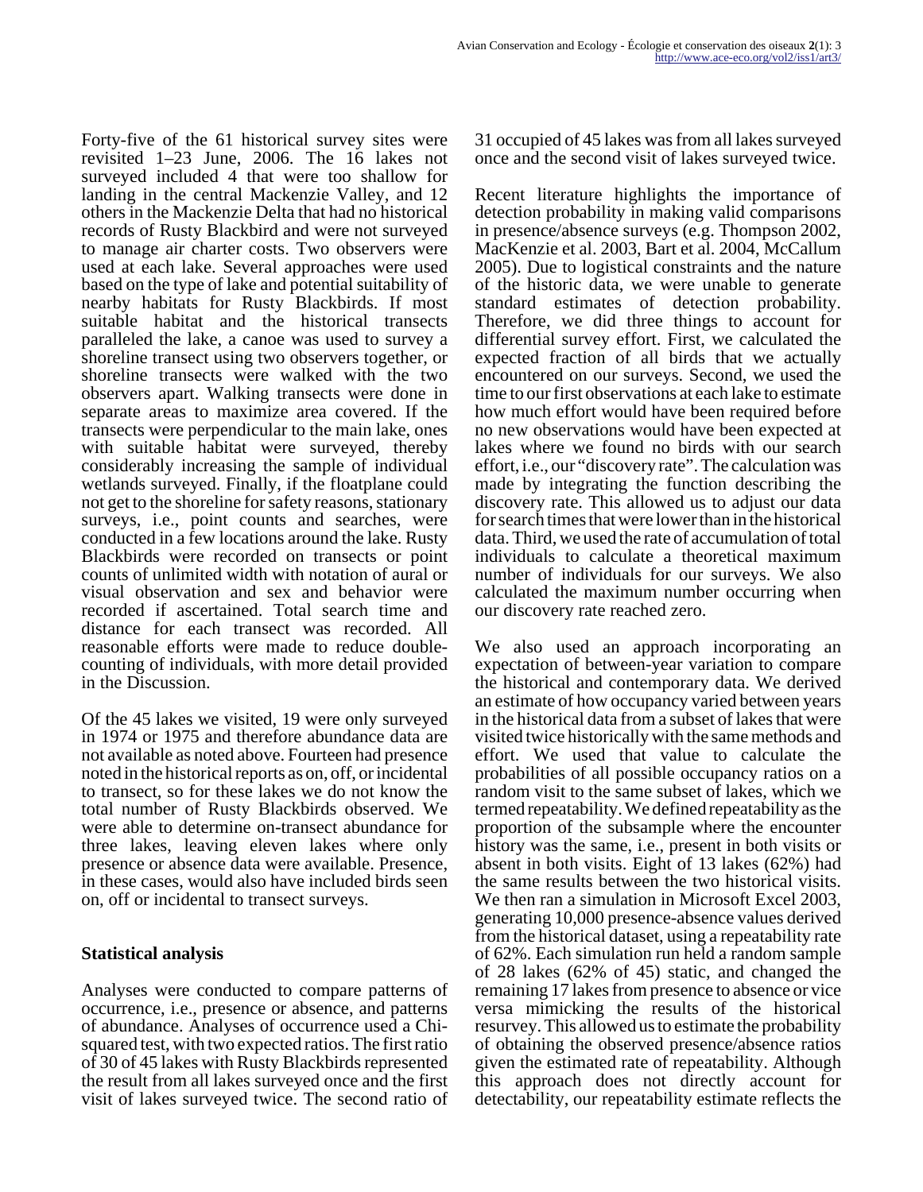Forty-five of the 61 historical survey sites were revisited 1–23 June, 2006. The 16 lakes not surveyed included 4 that were too shallow for landing in the central Mackenzie Valley, and 12 others in the Mackenzie Delta that had no historical records of Rusty Blackbird and were not surveyed to manage air charter costs. Two observers were used at each lake. Several approaches were used based on the type of lake and potential suitability of nearby habitats for Rusty Blackbirds. If most suitable habitat and the historical transects paralleled the lake, a canoe was used to survey a shoreline transect using two observers together, or shoreline transects were walked with the two observers apart. Walking transects were done in separate areas to maximize area covered. If the transects were perpendicular to the main lake, ones with suitable habitat were surveyed, thereby considerably increasing the sample of individual wetlands surveyed. Finally, if the floatplane could not get to the shoreline for safety reasons, stationary surveys, i.e., point counts and searches, were conducted in a few locations around the lake. Rusty Blackbirds were recorded on transects or point counts of unlimited width with notation of aural or visual observation and sex and behavior were recorded if ascertained. Total search time and distance for each transect was recorded. All reasonable efforts were made to reduce double-counting of individuals, with more detail provided in the Discussion.

Of the 45 lakes we visited, 19 were only surveyed in 1974 or 1975 and therefore abundance data are not available as noted above. Fourteen had presence noted in the historical reports as on, off, or incidental to transect, so for these lakes we do not know the total number of Rusty Blackbirds observed. We were able to determine on-transect abundance for three lakes, leaving eleven lakes where only presence or absence data were available. Presence, in these cases, would also have included birds seen on, off or incidental to transect surveys.

## Statistical analysis

Analyses were conducted to compare patterns of occurrence, i.e., presence or absence, and patterns of abundance. Analyses of occurrence used a Chi-squared test, with two expected ratios. The first ratio of 30 of 45 lakes with Rusty Blackbirds represented the result from all lakes surveyed once and the first visit of lakes surveyed twice. The second ratio of 31 occupied of 45 lakes was from all lakes surveyed once and the second visit of lakes surveyed twice.

Recent literature highlights the importance of detection probability in making valid comparisons in presence/absence surveys (e.g. Thompson 2002, MacKenzie et al. 2003, Bart et al. 2004, McCallum 2005). Due to logistical constraints and the nature of the historic data, we were unable to generate standard estimates of detection probability. Therefore, we did three things to account for differential survey effort. First, we calculated the expected fraction of all birds that we actually encountered on our surveys. Second, we used the time to our first observations at each lake to estimate how much effort would have been required before no new observations would have been expected at lakes where we found no birds with our search effort, i.e., our "discovery rate". The calculation was made by integrating the function describing the discovery rate. This allowed us to adjust our data for search times that were lower than in the historical data. Third, we used the rate of accumulation of total individuals to calculate a theoretical maximum number of individuals for our surveys. We also calculated the maximum number occurring when our discovery rate reached zero.

We also used an approach incorporating an expectation of between-year variation to compare the historical and contemporary data. We derived an estimate of how occupancy varied between years in the historical data from a subset of lakes that were visited twice historically with the same methods and effort. We used that value to calculate the probabilities of all possible occupancy ratios on a random visit to the same subset of lakes, which we termed repeatability. We defined repeatability as the proportion of the subsample where the encounter history was the same, i.e., present in both visits or absent in both visits. Eight of 13 lakes (62%) had the same results between the two historical visits. We then ran a simulation in Microsoft Excel 2003, generating 10,000 presence-absence values derived from the historical dataset, using a repeatability rate of 62%. Each simulation run held a random sample of 28 lakes (62% of 45) static, and changed the remaining 17 lakes from presence to absence or vice versa mimicking the results of the historical resurvey. This allowed us to estimate the probability of obtaining the observed presence/absence ratios given the estimated rate of repeatability. Although this approach does not directly account for detectability, our repeatability estimate reflects the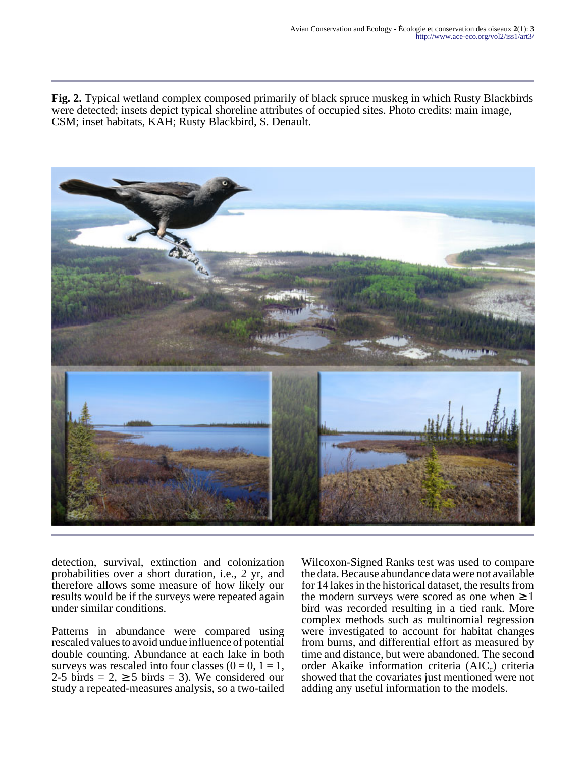**Fig. 2.** Typical wetland complex composed primarily of black spruce muskeg in which Rusty Blackbirds were detected; insets depict typical shoreline attributes of occupied sites. Photo credits: main image, CSM; inset habitats, KAH; Rusty Blackbird, S. Denault.

detection, survival, extinction and colonization probabilities over a short duration, i.e., 2 yr, and therefore allows some measure of how likely our results would be if the surveys were repeated again under similar conditions.

Patterns in abundance were compared using rescaled values to avoid undue influence of potential double counting. Abundance at each lake in both surveys was rescaled into four classes ($0 = 0$, $1 = 1$, 2-5 birds = 2, $\geq 5$ birds = 3). We considered our study a repeated-measures analysis, so a two-tailed Wilcoxon-Signed Ranks test was used to compare the data. Because abundance data were not available for 14 lakes in the historical dataset, the results from the modern surveys were scored as one when $\geq 1$ bird was recorded resulting in a tied rank. More complex methods such as multinomial regression were investigated to account for habitat changes from burns, and differential effort as measured by time and distance, but were abandoned. The second order Akaike information criteria ($AIC_c$) criteria showed that the covariates just mentioned were not adding any useful information to the models.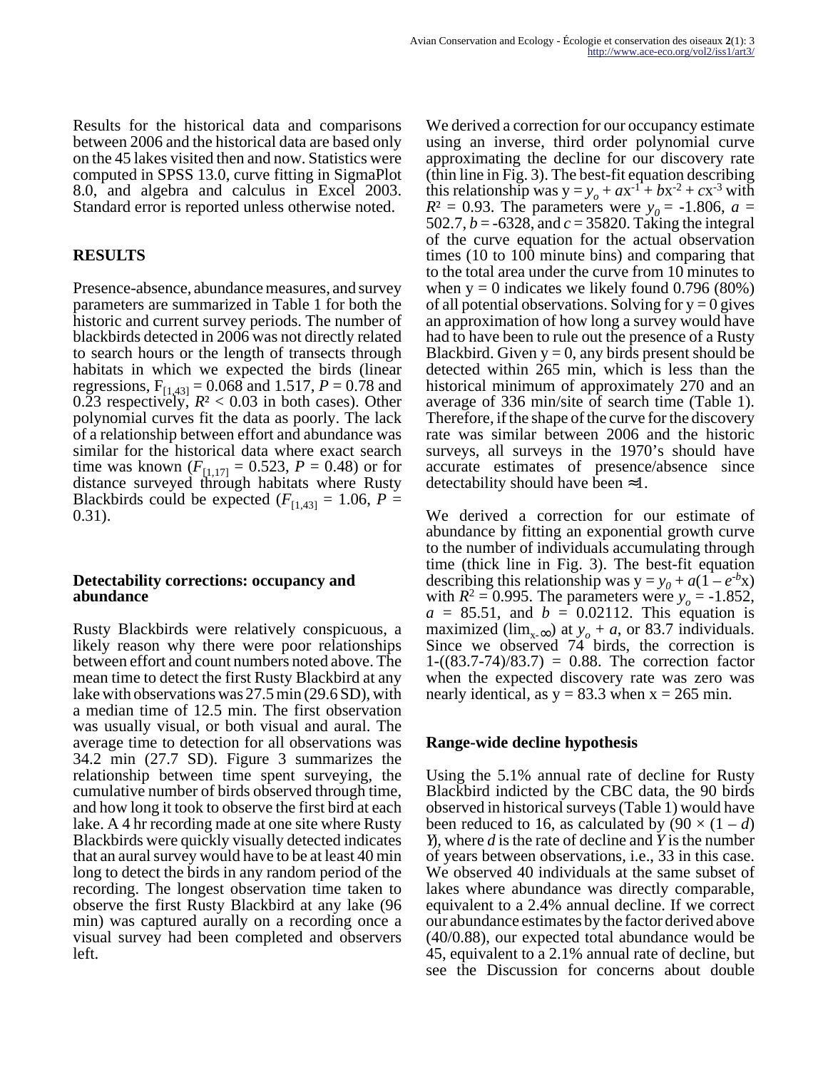Results for the historical data and comparisons between 2006 and the historical data are based only on the 45 lakes visited then and now. Statistics were computed in SPSS 13.0, curve fitting in SigmaPlot 8.0, and algebra and calculus in Excel 2003. Standard error is reported unless otherwise noted.

## RESULTS

Presence-absence, abundance measures, and survey parameters are summarized in Table 1 for both the historic and current survey periods. The number of blackbirds detected in 2006 was not directly related to search hours or the length of transects through habitats in which we expected the birds (linear regressions, $F_{[1,43]} = 0.068$ and $1.517$, $P = 0.78$ and $0.23$ respectively, $R^2 < 0.03$ in both cases). Other polynomial curves fit the data as poorly. The lack of a relationship between effort and abundance was similar for the historical data where exact search time was known ($F_{[1,17]} = 0.523$, $P = 0.48$) or for distance surveyed through habitats where Rusty Blackbirds could be expected ($F_{[1,43]} = 1.06$, $P = 0.31$).

### Detectability corrections: occupancy and abundance

Rusty Blackbirds were relatively conspicuous, a likely reason why there were poor relationships between effort and count numbers noted above. The mean time to detect the first Rusty Blackbird at any lake with observations was 27.5 min (29.6 SD), with a median time of 12.5 min. The first observation was usually visual, or both visual and aural. The average time to detection for all observations was 34.2 min (27.7 SD). Figure 3 summarizes the relationship between time spent surveying, the cumulative number of birds observed through time, and how long it took to observe the first bird at each lake. A 4 hr recording made at one site where Rusty Blackbirds were quickly visually detected indicates that an aural survey would have to be at least 40 min long to detect the birds in any random period of the recording. The longest observation time taken to observe the first Rusty Blackbird at any lake (96 min) was captured aurally on a recording once a visual survey had been completed and observers left.

We derived a correction for our occupancy estimate using an inverse, third order polynomial curve approximating the decline for our discovery rate (thin line in Fig. 3). The best-fit equation describing this relationship was $y = y_o + ax^{-1} + bx^{-2} + cx^{-3}$ with $R^2 = 0.93$. The parameters were $y_0 = -1.806$, $a = 502.7$, $b = -6328$, and $c = 35820$. Taking the integral of the curve equation for the actual observation times (10 to 100 minute bins) and comparing that to the total area under the curve from 10 minutes to when $y = 0$ indicates we likely found 0.796 (80%) of all potential observations. Solving for $y = 0$ gives an approximation of how long a survey would have had to have been to rule out the presence of a Rusty Blackbird. Given $y = 0$, any birds present should be detected within 265 min, which is less than the historical minimum of approximately 270 and an average of 336 min/site of search time (Table 1). Therefore, if the shape of the curve for the discovery rate was similar between 2006 and the historic surveys, all surveys in the 1970's should have accurate estimates of presence/absence since detectability should have been $\approx 1$.

We derived a correction for our estimate of abundance by fitting an exponential growth curve to the number of individuals accumulating through time (thick line in Fig. 3). The best-fit equation describing this relationship was $y = y_0 + a(1 - e^{-b}x)$ with $R^2 = 0.995$. The parameters were $y_o = -1.852$, $a = 85.51$, and $b = 0.02112$. This equation is maximized ($\lim_{x\text{-}\infty}$) at $y_o + a$, or 83.7 individuals. Since we observed 74 birds, the correction is $1-((83.7-74)/83.7) = 0.88$. The correction factor when the expected discovery rate was zero was nearly identical, as $y = 83.3$ when $x = 265$ min.

### Range-wide decline hypothesis

Using the 5.1% annual rate of decline for Rusty Blackbird indicted by the CBC data, the 90 birds observed in historical surveys (Table 1) would have been reduced to 16, as calculated by $(90 \times (1 - d)^Y)$, where $d$ is the rate of decline and $Y$ is the number of years between observations, i.e., 33 in this case. We observed 40 individuals at the same subset of lakes where abundance was directly comparable, equivalent to a 2.4% annual decline. If we correct our abundance estimates by the factor derived above (40/0.88), our expected total abundance would be 45, equivalent to a 2.1% annual rate of decline, but see the Discussion for concerns about double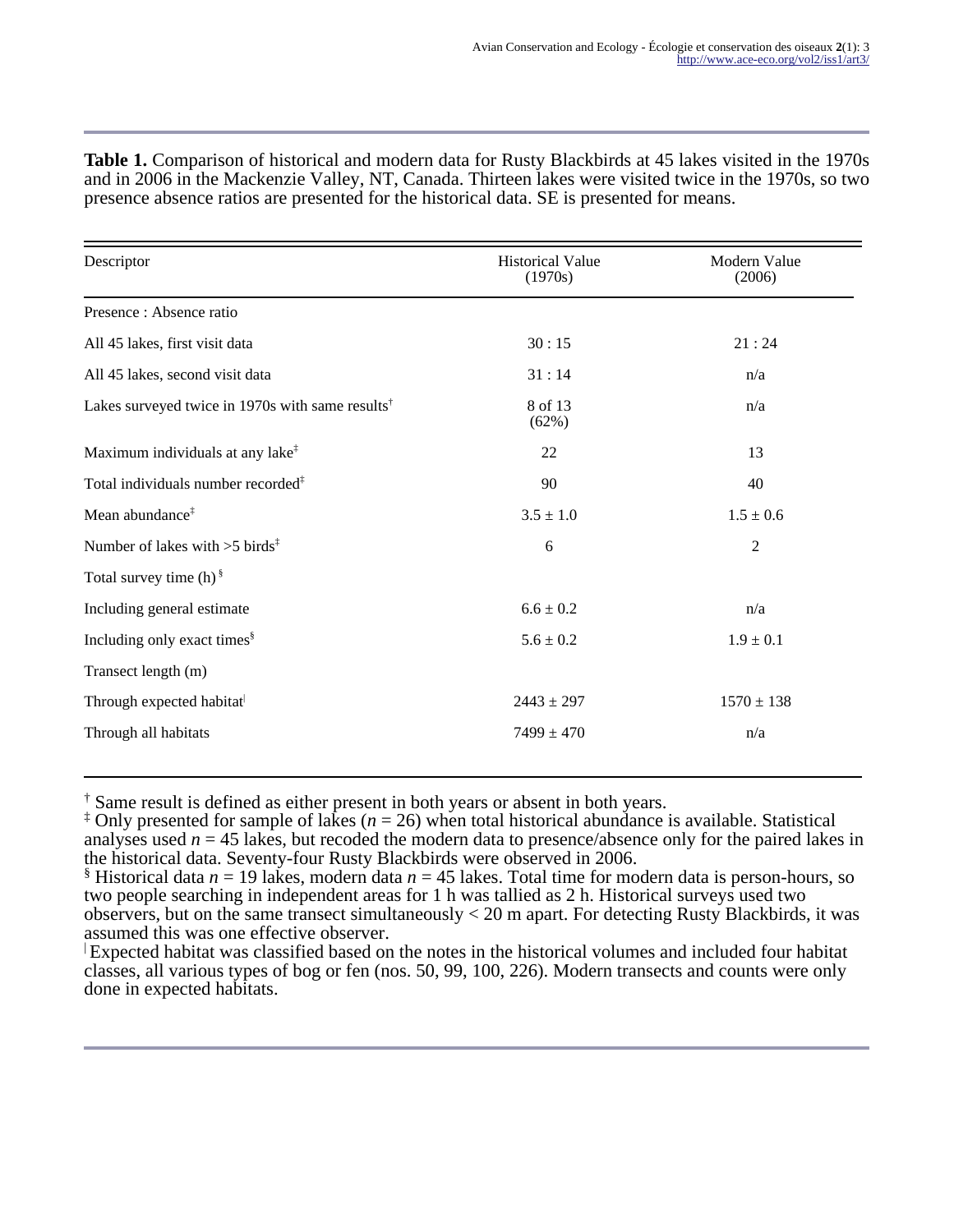**Table 1.** Comparison of historical and modern data for Rusty Blackbirds at 45 lakes visited in the 1970s and in 2006 in the Mackenzie Valley, NT, Canada. Thirteen lakes were visited twice in the 1970s, so two presence absence ratios are presented for the historical data. SE is presented for means.

| Descriptor | Historical Value (1970s) | Modern Value (2006) |
|---|---|---|
| Presence : Absence ratio | | |
| All 45 lakes, first visit data | 30 : 15 | 21 : 24 |
| All 45 lakes, second visit data | 31 : 14 | n/a |
| Lakes surveyed twice in 1970s with same results[†] | 8 of 13 (62%) | n/a |
| Maximum individuals at any lake[‡] | 22 | 13 |
| Total individuals number recorded[‡] | 90 | 40 |
| Mean abundance[‡] | 3.5 ± 1.0 | 1.5 ± 0.6 |
| Number of lakes with >5 birds[‡] | 6 | 2 |
| Total survey time (h)[§] | | |
| Including general estimate | 6.6 ± 0.2 | n/a |
| Including only exact times[§] | 5.6 ± 0.2 | 1.9 ± 0.1 |
| Transect length (m) | | |
| Through expected habitat[|] | 2443 ± 297 | 1570 ± 138 |
| Through all habitats | 7499 ± 470 | n/a |

[†] Same result is defined as either present in both years or absent in both years.
[‡] Only presented for sample of lakes ($n$ = 26) when total historical abundance is available. Statistical analyses used $n$ = 45 lakes, but recoded the modern data to presence/absence only for the paired lakes in the historical data. Seventy-four Rusty Blackbirds were observed in 2006.
[§] Historical data $n$ = 19 lakes, modern data $n$ = 45 lakes. Total time for modern data is person-hours, so two people searching in independent areas for 1 h was tallied as 2 h. Historical surveys used two observers, but on the same transect simultaneously < 20 m apart. For detecting Rusty Blackbirds, it was assumed this was one effective observer.
[|] Expected habitat was classified based on the notes in the historical volumes and included four habitat classes, all various types of bog or fen (nos. 50, 99, 100, 226). Modern transects and counts were only done in expected habitats.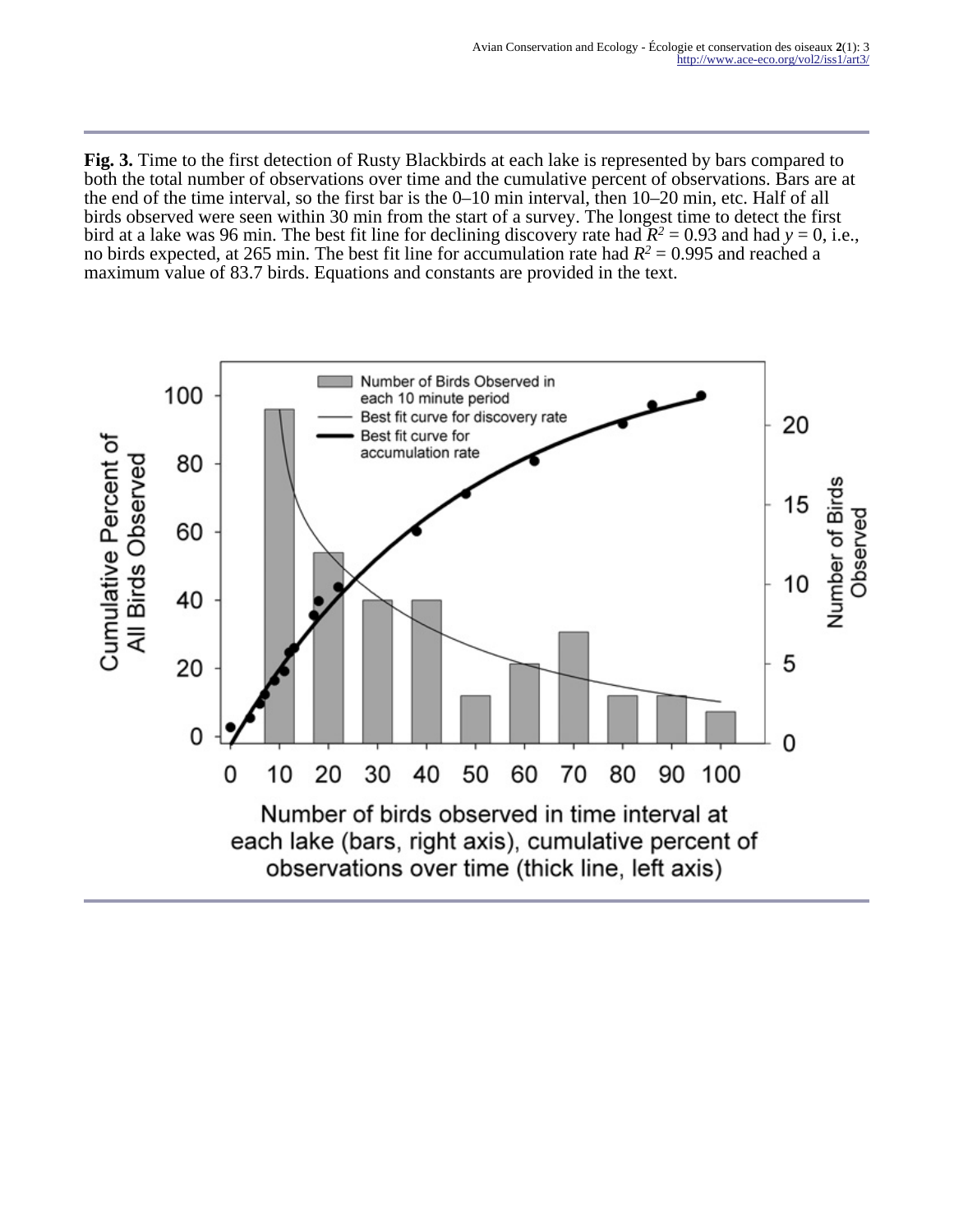**Fig. 3.** Time to the first detection of Rusty Blackbirds at each lake is represented by bars compared to both the total number of observations over time and the cumulative percent of observations. Bars are at the end of the time interval, so the first bar is the 0–10 min interval, then 10–20 min, etc. Half of all birds observed were seen within 30 min from the start of a survey. The longest time to detect the first bird at a lake was 96 min. The best fit line for declining discovery rate had $R^2 = 0.93$ and had $y = 0$, i.e., no birds expected, at 265 min. The best fit line for accumulation rate had $R^2 = 0.995$ and reached a maximum value of 83.7 birds. Equations and constants are provided in the text.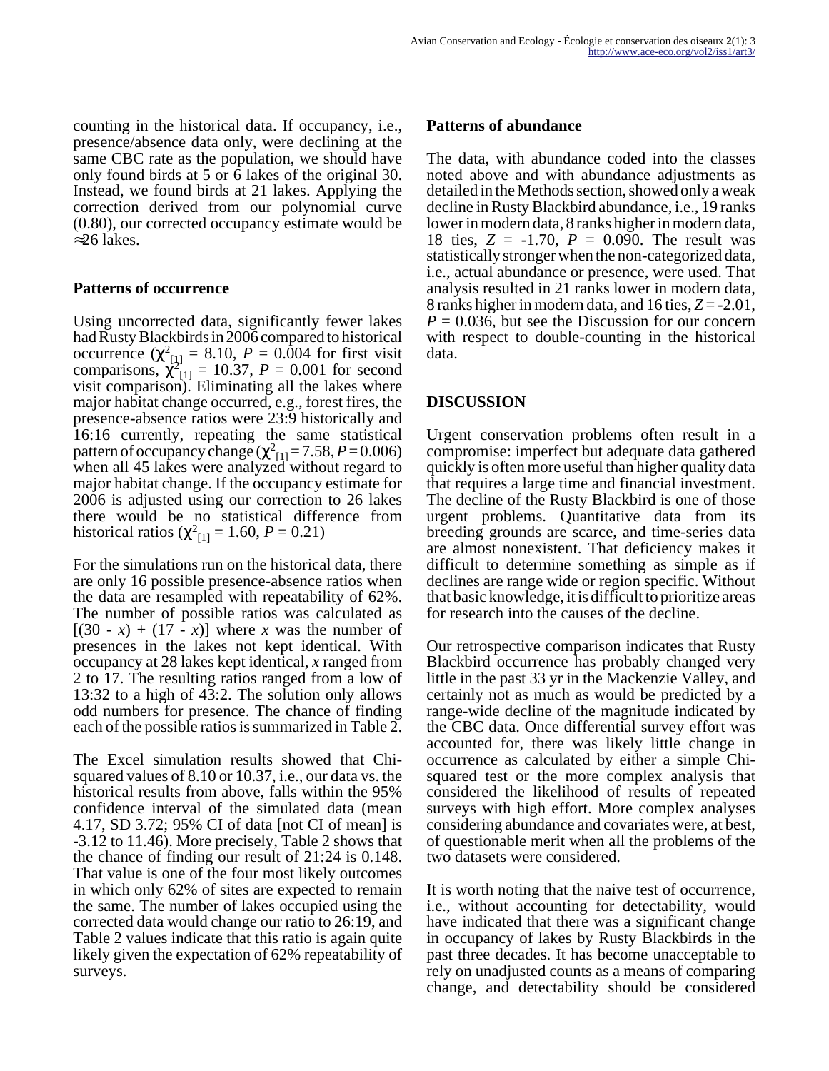counting in the historical data. If occupancy, i.e., presence/absence data only, were declining at the same CBC rate as the population, we should have only found birds at 5 or 6 lakes of the original 30. Instead, we found birds at 21 lakes. Applying the correction derived from our polynomial curve (0.80), our corrected occupancy estimate would be ≈26 lakes.

### Patterns of occurrence

Using uncorrected data, significantly fewer lakes had Rusty Blackbirds in 2006 compared to historical occurrence ($\chi^2_{[1]}$ = 8.10, $P$ = 0.004 for first visit comparisons, $\chi^2_{[1]}$ = 10.37, $P$ = 0.001 for second visit comparison). Eliminating all the lakes where major habitat change occurred, e.g., forest fires, the presence-absence ratios were 23:9 historically and 16:16 currently, repeating the same statistical pattern of occupancy change ($\chi^2_{[1]}$ = 7.58, $P$ = 0.006) when all 45 lakes were analyzed without regard to major habitat change. If the occupancy estimate for 2006 is adjusted using our correction to 26 lakes there would be no statistical difference from historical ratios ($\chi^2_{[1]}$ = 1.60, $P$ = 0.21)

For the simulations run on the historical data, there are only 16 possible presence-absence ratios when the data are resampled with repeatability of 62%. The number of possible ratios was calculated as $[(30 - x) + (17 - x)]$ where $x$ was the number of presences in the lakes not kept identical. With occupancy at 28 lakes kept identical, $x$ ranged from 2 to 17. The resulting ratios ranged from a low of 13:32 to a high of 43:2. The solution only allows odd numbers for presence. The chance of finding each of the possible ratios is summarized in Table 2.

The Excel simulation results showed that Chi-squared values of 8.10 or 10.37, i.e., our data vs. the historical results from above, falls within the 95% confidence interval of the simulated data (mean 4.17, SD 3.72; 95% CI of data [not CI of mean] is -3.12 to 11.46). More precisely, Table 2 shows that the chance of finding our result of 21:24 is 0.148. That value is one of the four most likely outcomes in which only 62% of sites are expected to remain the same. The number of lakes occupied using the corrected data would change our ratio to 26:19, and Table 2 values indicate that this ratio is again quite likely given the expectation of 62% repeatability of surveys.

### Patterns of abundance

The data, with abundance coded into the classes noted above and with abundance adjustments as detailed in the Methods section, showed only a weak decline in Rusty Blackbird abundance, i.e., 19 ranks lower in modern data, 8 ranks higher in modern data, 18 ties, $Z$ = -1.70, $P$ = 0.090. The result was statistically stronger when the non-categorized data, i.e., actual abundance or presence, were used. That analysis resulted in 21 ranks lower in modern data, 8 ranks higher in modern data, and 16 ties, $Z$ = -2.01, $P$ = 0.036, but see the Discussion for our concern with respect to double-counting in the historical data.

## DISCUSSION

Urgent conservation problems often result in a compromise: imperfect but adequate data gathered quickly is often more useful than higher quality data that requires a large time and financial investment. The decline of the Rusty Blackbird is one of those urgent problems. Quantitative data from its breeding grounds are scarce, and time-series data are almost nonexistent. That deficiency makes it difficult to determine something as simple as if declines are range wide or region specific. Without that basic knowledge, it is difficult to prioritize areas for research into the causes of the decline.

Our retrospective comparison indicates that Rusty Blackbird occurrence has probably changed very little in the past 33 yr in the Mackenzie Valley, and certainly not as much as would be predicted by a range-wide decline of the magnitude indicated by the CBC data. Once differential survey effort was accounted for, there was likely little change in occurrence as calculated by either a simple Chi-squared test or the more complex analysis that considered the likelihood of results of repeated surveys with high effort. More complex analyses considering abundance and covariates were, at best, of questionable merit when all the problems of the two datasets were considered.

It is worth noting that the naive test of occurrence, i.e., without accounting for detectability, would have indicated that there was a significant change in occupancy of lakes by Rusty Blackbirds in the past three decades. It has become unacceptable to rely on unadjusted counts as a means of comparing change, and detectability should be considered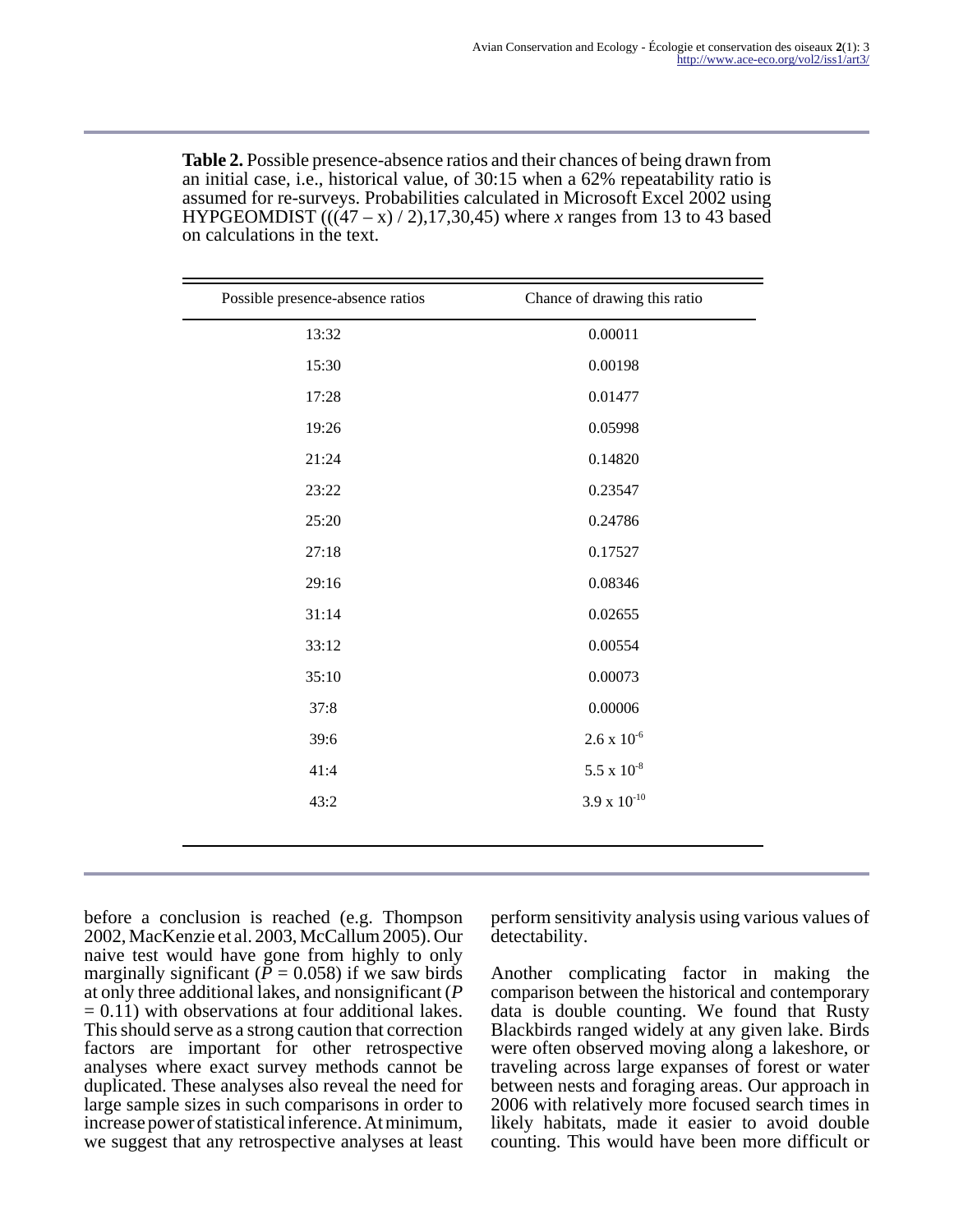**Table 2.** Possible presence-absence ratios and their chances of being drawn from an initial case, i.e., historical value, of 30:15 when a 62% repeatability ratio is assumed for re-surveys. Probabilities calculated in Microsoft Excel 2002 using HYPGEOMDIST $(((47 - x) / 2),17,30,45)$ where $x$ ranges from 13 to 43 based on calculations in the text.

| Possible presence-absence ratios | Chance of drawing this ratio |
|---|---|
| 13:32 | 0.00011 |
| 15:30 | 0.00198 |
| 17:28 | 0.01477 |
| 19:26 | 0.05998 |
| 21:24 | 0.14820 |
| 23:22 | 0.23547 |
| 25:20 | 0.24786 |
| 27:18 | 0.17527 |
| 29:16 | 0.08346 |
| 31:14 | 0.02655 |
| 33:12 | 0.00554 |
| 35:10 | 0.00073 |
| 37:8 | 0.00006 |
| 39:6 | $2.6 \times 10^{-6}$ |
| 41:4 | $5.5 \times 10^{-8}$ |
| 43:2 | $3.9 \times 10^{-10}$ |

before a conclusion is reached (e.g. Thompson 2002, MacKenzie et al. 2003, McCallum 2005). Our naive test would have gone from highly to only marginally significant ($P = 0.058$) if we saw birds at only three additional lakes, and nonsignificant ($P = 0.11$) with observations at four additional lakes. This should serve as a strong caution that correction factors are important for other retrospective analyses where exact survey methods cannot be duplicated. These analyses also reveal the need for large sample sizes in such comparisons in order to increase power of statistical inference. At minimum, we suggest that any retrospective analyses at least perform sensitivity analysis using various values of detectability.

Another complicating factor in making the comparison between the historical and contemporary data is double counting. We found that Rusty Blackbirds ranged widely at any given lake. Birds were often observed moving along a lakeshore, or traveling across large expanses of forest or water between nests and foraging areas. Our approach in 2006 with relatively more focused search times in likely habitats, made it easier to avoid double counting. This would have been more difficult or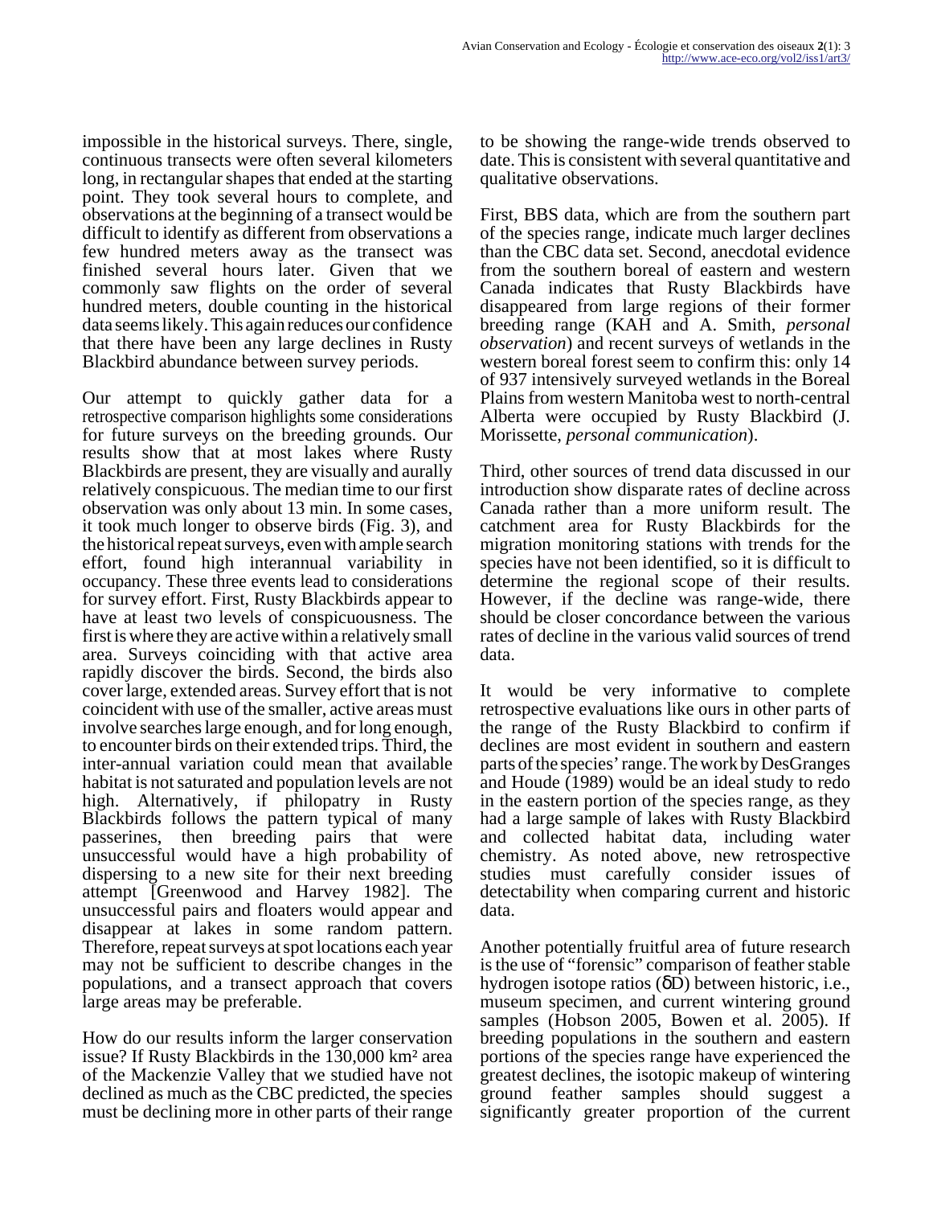impossible in the historical surveys. There, single, continuous transects were often several kilometers long, in rectangular shapes that ended at the starting point. They took several hours to complete, and observations at the beginning of a transect would be difficult to identify as different from observations a few hundred meters away as the transect was finished several hours later. Given that we commonly saw flights on the order of several hundred meters, double counting in the historical data seems likely. This again reduces our confidence that there have been any large declines in Rusty Blackbird abundance between survey periods.

Our attempt to quickly gather data for a retrospective comparison highlights some considerations for future surveys on the breeding grounds. Our results show that at most lakes where Rusty Blackbirds are present, they are visually and aurally relatively conspicuous. The median time to our first observation was only about 13 min. In some cases, it took much longer to observe birds (Fig. 3), and the historical repeat surveys, even with ample search effort, found high interannual variability in occupancy. These three events lead to considerations for survey effort. First, Rusty Blackbirds appear to have at least two levels of conspicuousness. The first is where they are active within a relatively small area. Surveys coinciding with that active area rapidly discover the birds. Second, the birds also cover large, extended areas. Survey effort that is not coincident with use of the smaller, active areas must involve searches large enough, and for long enough, to encounter birds on their extended trips. Third, the inter-annual variation could mean that available habitat is not saturated and population levels are not high. Alternatively, if philopatry in Rusty Blackbirds follows the pattern typical of many passerines, then breeding pairs that were unsuccessful would have a high probability of dispersing to a new site for their next breeding attempt [Greenwood and Harvey 1982]. The unsuccessful pairs and floaters would appear and disappear at lakes in some random pattern. Therefore, repeat surveys at spot locations each year may not be sufficient to describe changes in the populations, and a transect approach that covers large areas may be preferable.

How do our results inform the larger conservation issue? If Rusty Blackbirds in the 130,000 km² area of the Mackenzie Valley that we studied have not declined as much as the CBC predicted, the species must be declining more in other parts of their range to be showing the range-wide trends observed to date. This is consistent with several quantitative and qualitative observations.

First, BBS data, which are from the southern part of the species range, indicate much larger declines than the CBC data set. Second, anecdotal evidence from the southern boreal of eastern and western Canada indicates that Rusty Blackbirds have disappeared from large regions of their former breeding range (KAH and A. Smith, *personal observation*) and recent surveys of wetlands in the western boreal forest seem to confirm this: only 14 of 937 intensively surveyed wetlands in the Boreal Plains from western Manitoba west to north-central Alberta were occupied by Rusty Blackbird (J. Morissette, *personal communication*).

Third, other sources of trend data discussed in our introduction show disparate rates of decline across Canada rather than a more uniform result. The catchment area for Rusty Blackbirds for the migration monitoring stations with trends for the species have not been identified, so it is difficult to determine the regional scope of their results. However, if the decline was range-wide, there should be closer concordance between the various rates of decline in the various valid sources of trend data.

It would be very informative to complete retrospective evaluations like ours in other parts of the range of the Rusty Blackbird to confirm if declines are most evident in southern and eastern parts of the species' range. The work by DesGranges and Houde (1989) would be an ideal study to redo in the eastern portion of the species range, as they had a large sample of lakes with Rusty Blackbird and collected habitat data, including water chemistry. As noted above, new retrospective studies must carefully consider issues of detectability when comparing current and historic data.

Another potentially fruitful area of future research is the use of "forensic" comparison of feather stable hydrogen isotope ratios ($\delta D$) between historic, i.e., museum specimen, and current wintering ground samples (Hobson 2005, Bowen et al. 2005). If breeding populations in the southern and eastern portions of the species range have experienced the greatest declines, the isotopic makeup of wintering ground feather samples should suggest a significantly greater proportion of the current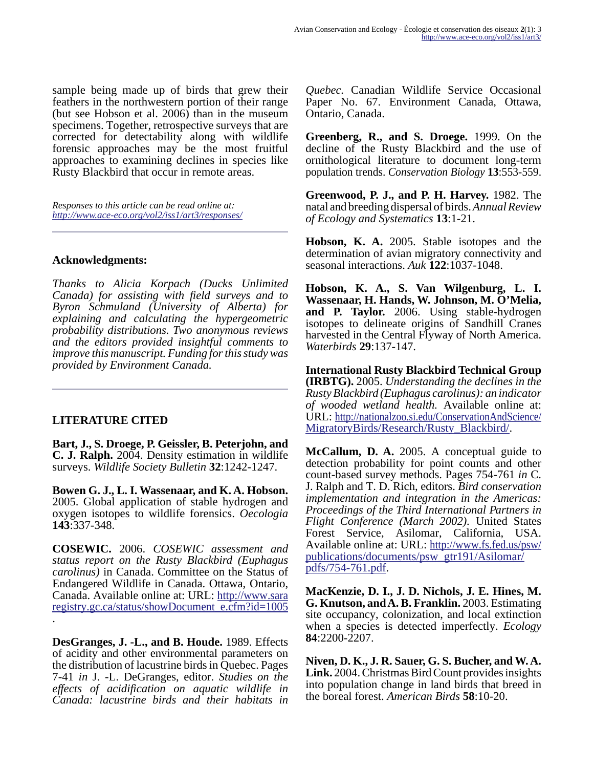sample being made up of birds that grew their feathers in the northwestern portion of their range (but see Hobson et al. 2006) than in the museum specimens. Together, retrospective surveys that are corrected for detectability along with wildlife forensic approaches may be the most fruitful approaches to examining declines in species like Rusty Blackbird that occur in remote areas.

*Responses to this article can be read online at:* *http://www.ace-eco.org/vol2/iss1/art3/responses/*

## Acknowledgments:

*Thanks to Alicia Korpach (Ducks Unlimited Canada) for assisting with field surveys and to Byron Schmuland (University of Alberta) for explaining and calculating the hypergeometric probability distributions. Two anonymous reviews and the editors provided insightful comments to improve this manuscript. Funding for this study was provided by Environment Canada.*

## LITERATURE CITED

**Bart, J., S. Droege, P. Geissler, B. Peterjohn, and C. J. Ralph.** 2004. Density estimation in wildlife surveys. *Wildlife Society Bulletin* **32**:1242-1247.

**Bowen G. J., L. I. Wassenaar, and K. A. Hobson.** 2005. Global application of stable hydrogen and oxygen isotopes to wildlife forensics. *Oecologia* **143**:337-348.

**COSEWIC.** 2006. *COSEWIC assessment and status report on the Rusty Blackbird (Euphagus carolinus)* in Canada. Committee on the Status of Endangered Wildlife in Canada. Ottawa, Ontario, Canada. Available online at: URL: http://www.sararegistry.gc.ca/status/showDocument_e.cfm?id=1005.

**DesGranges, J. -L., and B. Houde.** 1989. Effects of acidity and other environmental parameters on the distribution of lacustrine birds in Quebec. Pages 7-41 *in* J. -L. DeGranges, editor. *Studies on the effects of acidification on aquatic wildlife in Canada: lacustrine birds and their habitats in Quebec.* Canadian Wildlife Service Occasional Paper No. 67. Environment Canada, Ottawa, Ontario, Canada.

**Greenberg, R., and S. Droege.** 1999. On the decline of the Rusty Blackbird and the use of ornithological literature to document long-term population trends. *Conservation Biology* **13**:553-559.

**Greenwood, P. J., and P. H. Harvey.** 1982. The natal and breeding dispersal of birds. *Annual Review of Ecology and Systematics* **13**:1-21.

**Hobson, K. A.** 2005. Stable isotopes and the determination of avian migratory connectivity and seasonal interactions. *Auk* **122**:1037-1048.

**Hobson, K. A., S. Van Wilgenburg, L. I. Wassenaar, H. Hands, W. Johnson, M. O'Melia, and P. Taylor.** 2006. Using stable-hydrogen isotopes to delineate origins of Sandhill Cranes harvested in the Central Flyway of North America. *Waterbirds* **29**:137-147.

**International Rusty Blackbird Technical Group (IRBTG).** 2005. *Understanding the declines in the Rusty Blackbird (Euphagus carolinus): an indicator of wooded wetland health.* Available online at: URL: http://nationalzoo.si.edu/ConservationAndScience/MigratoryBirds/Research/Rusty_Blackbird/.

**McCallum, D. A.** 2005. A conceptual guide to detection probability for point counts and other count-based survey methods. Pages 754-761 *in* C. J. Ralph and T. D. Rich, editors. *Bird conservation implementation and integration in the Americas: Proceedings of the Third International Partners in Flight Conference (March 2002).* United States Forest Service, Asilomar, California, USA. Available online at: URL: http://www.fs.fed.us/psw/publications/documents/psw_gtr191/Asilomar/pdfs/754-761.pdf.

**MacKenzie, D. I., J. D. Nichols, J. E. Hines, M. G. Knutson, and A. B. Franklin.** 2003. Estimating site occupancy, colonization, and local extinction when a species is detected imperfectly. *Ecology* **84**:2200-2207.

**Niven, D. K., J. R. Sauer, G. S. Bucher, and W. A. Link.** 2004. Christmas Bird Count provides insights into population change in land birds that breed in the boreal forest. *American Birds* **58**:10-20.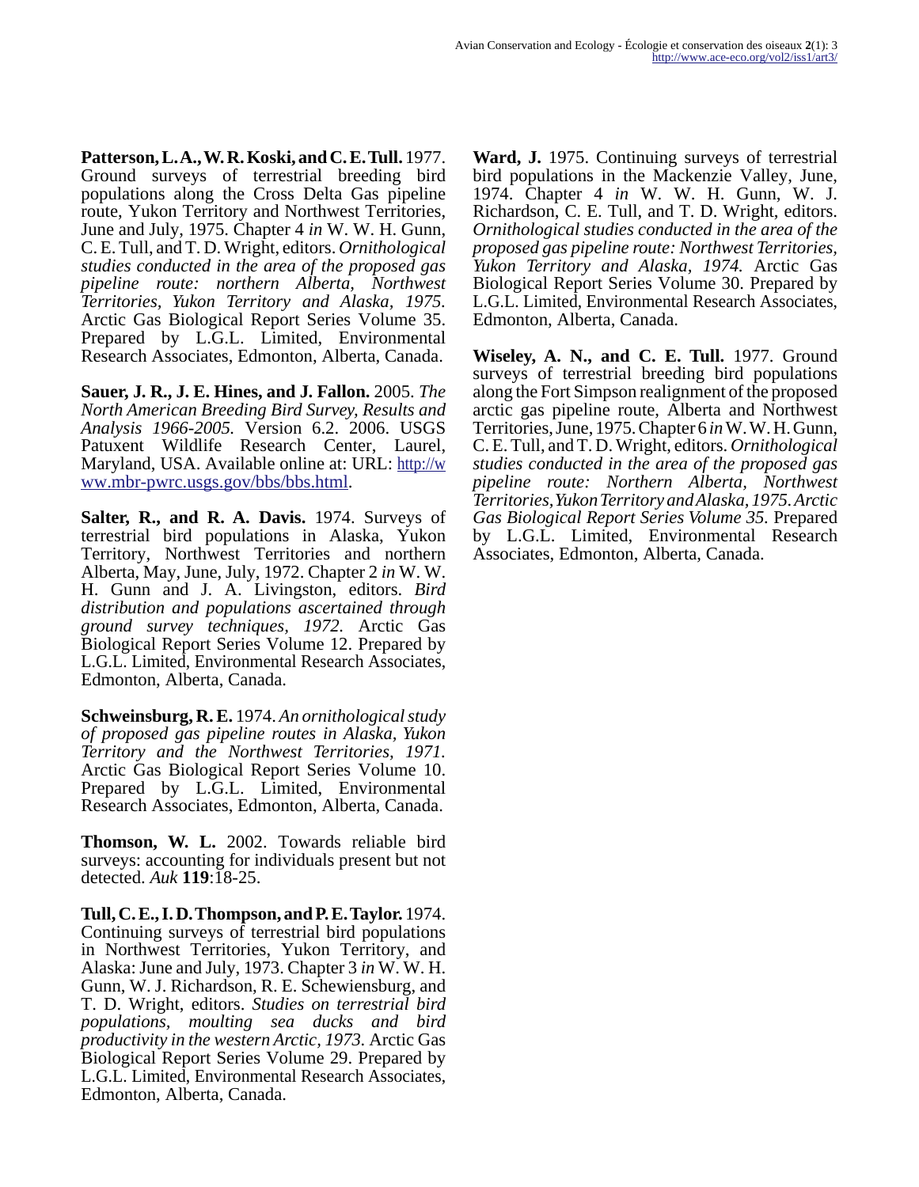**Patterson, L. A., W. R. Koski, and C. E. Tull.** 1977. Ground surveys of terrestrial breeding bird populations along the Cross Delta Gas pipeline route, Yukon Territory and Northwest Territories, June and July, 1975. Chapter 4 *in* W. W. H. Gunn, C. E. Tull, and T. D. Wright, editors. *Ornithological studies conducted in the area of the proposed gas pipeline route: northern Alberta, Northwest Territories, Yukon Territory and Alaska, 1975.* Arctic Gas Biological Report Series Volume 35. Prepared by L.G.L. Limited, Environmental Research Associates, Edmonton, Alberta, Canada.

**Sauer, J. R., J. E. Hines, and J. Fallon.** 2005. *The North American Breeding Bird Survey, Results and Analysis 1966-2005.* Version 6.2. 2006. USGS Patuxent Wildlife Research Center, Laurel, Maryland, USA. Available online at: URL: http://www.mbr-pwrc.usgs.gov/bbs/bbs.html.

**Salter, R., and R. A. Davis.** 1974. Surveys of terrestrial bird populations in Alaska, Yukon Territory, Northwest Territories and northern Alberta, May, June, July, 1972. Chapter 2 *in* W. W. H. Gunn and J. A. Livingston, editors. *Bird distribution and populations ascertained through ground survey techniques, 1972.* Arctic Gas Biological Report Series Volume 12. Prepared by L.G.L. Limited, Environmental Research Associates, Edmonton, Alberta, Canada.

**Schweinsburg, R. E.** 1974. *An ornithological study of proposed gas pipeline routes in Alaska, Yukon Territory and the Northwest Territories, 1971.* Arctic Gas Biological Report Series Volume 10. Prepared by L.G.L. Limited, Environmental Research Associates, Edmonton, Alberta, Canada.

**Thomson, W. L.** 2002. Towards reliable bird surveys: accounting for individuals present but not detected. *Auk* **119**:18-25.

**Tull, C. E., I. D. Thompson, and P. E. Taylor.** 1974. Continuing surveys of terrestrial bird populations in Northwest Territories, Yukon Territory, and Alaska: June and July, 1973. Chapter 3 *in* W. W. H. Gunn, W. J. Richardson, R. E. Schewiensburg, and T. D. Wright, editors. *Studies on terrestrial bird populations, moulting sea ducks and bird productivity in the western Arctic, 1973.* Arctic Gas Biological Report Series Volume 29. Prepared by L.G.L. Limited, Environmental Research Associates, Edmonton, Alberta, Canada.

**Ward, J.** 1975. Continuing surveys of terrestrial bird populations in the Mackenzie Valley, June, 1974. Chapter 4 *in* W. W. H. Gunn, W. J. Richardson, C. E. Tull, and T. D. Wright, editors. *Ornithological studies conducted in the area of the proposed gas pipeline route: Northwest Territories, Yukon Territory and Alaska, 1974.* Arctic Gas Biological Report Series Volume 30. Prepared by L.G.L. Limited, Environmental Research Associates, Edmonton, Alberta, Canada.

**Wiseley, A. N., and C. E. Tull.** 1977. Ground surveys of terrestrial breeding bird populations along the Fort Simpson realignment of the proposed arctic gas pipeline route, Alberta and Northwest Territories, June, 1975. Chapter 6 *in* W. W. H. Gunn, C. E. Tull, and T. D. Wright, editors. *Ornithological studies conducted in the area of the proposed gas pipeline route: Northern Alberta, Northwest Territories, Yukon Territory and Alaska, 1975. Arctic Gas Biological Report Series Volume 35.* Prepared by L.G.L. Limited, Environmental Research Associates, Edmonton, Alberta, Canada.